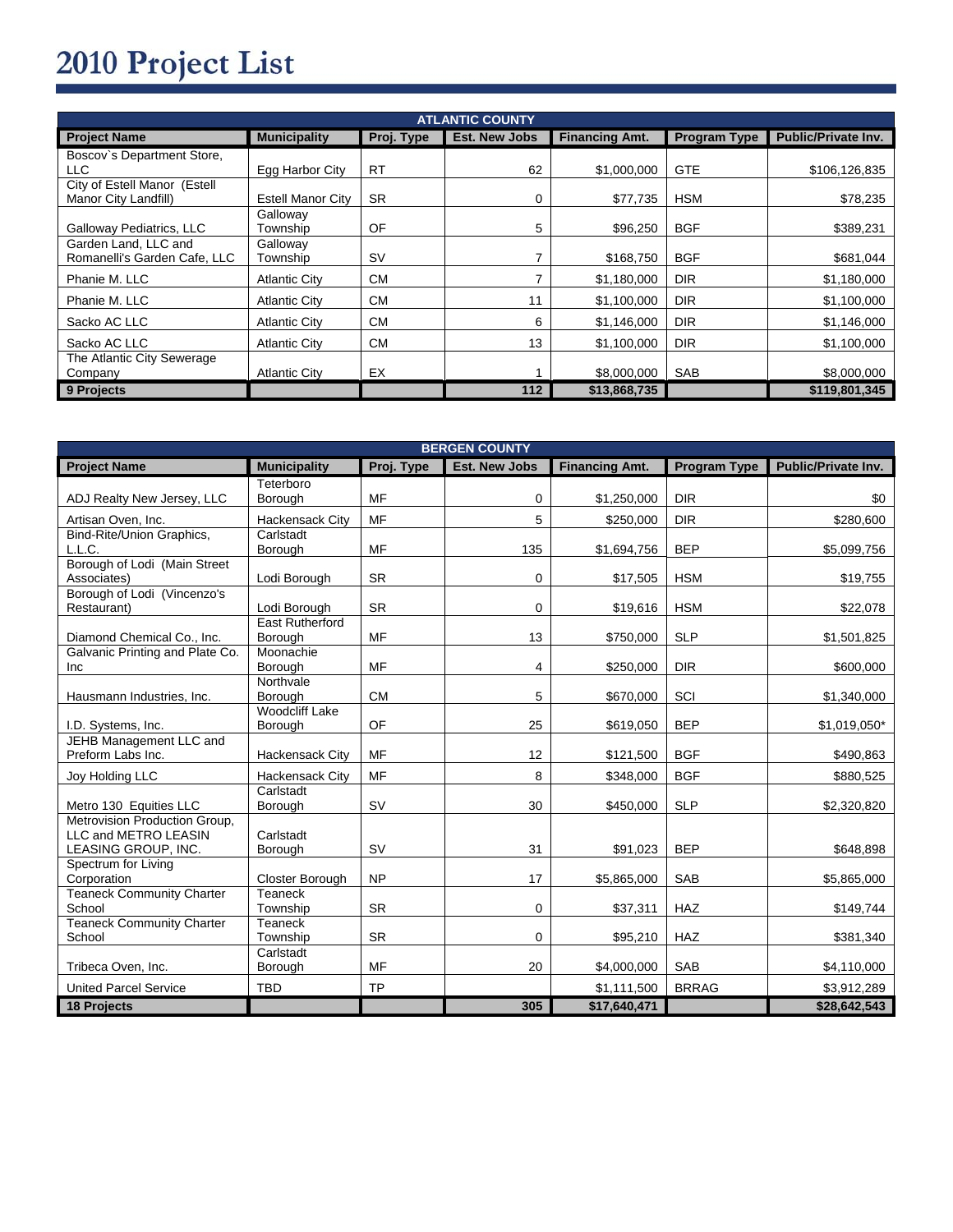# 2010 Project List

| ATLANTIC COUNTY | | | | | | |
|---|---|---|---|---|---|---|
| **Project Name** | **Municipality** | **Proj. Type** | **Est. New Jobs** | **Financing Amt.** | **Program Type** | **Public/Private Inv.** |
| Boscov`s Department Store, LLC | Egg Harbor City | RT | 62 | $1,000,000 | GTE | $106,126,835 |
| City of Estell Manor (Estell Manor City Landfill) | Estell Manor City | SR | 0 | $77,735 | HSM | $78,235 |
| Galloway Pediatrics, LLC | Galloway Township | OF | 5 | $96,250 | BGF | $389,231 |
| Garden Land, LLC and Romanelli's Garden Cafe, LLC | Galloway Township | SV | 7 | $168,750 | BGF | $681,044 |
| Phanie M. LLC | Atlantic City | CM | 7 | $1,180,000 | DIR | $1,180,000 |
| Phanie M. LLC | Atlantic City | CM | 11 | $1,100,000 | DIR | $1,100,000 |
| Sacko AC LLC | Atlantic City | CM | 6 | $1,146,000 | DIR | $1,146,000 |
| Sacko AC LLC | Atlantic City | CM | 13 | $1,100,000 | DIR | $1,100,000 |
| The Atlantic City Sewerage Company | Atlantic City | EX | 1 | $8,000,000 | SAB | $8,000,000 |
| **9 Projects** | | | **112** | **$13,868,735** | | **$119,801,345** |

| BERGEN COUNTY | | | | | | |
|---|---|---|---|---|---|---|
| **Project Name** | **Municipality** | **Proj. Type** | **Est. New Jobs** | **Financing Amt.** | **Program Type** | **Public/Private Inv.** |
| ADJ Realty New Jersey, LLC | Teterboro Borough | MF | 0 | $1,250,000 | DIR | $0 |
| Artisan Oven, Inc. | Hackensack City | MF | 5 | $250,000 | DIR | $280,600 |
| Bind-Rite/Union Graphics, L.L.C. | Carlstadt Borough | MF | 135 | $1,694,756 | BEP | $5,099,756 |
| Borough of Lodi (Main Street Associates) | Lodi Borough | SR | 0 | $17,505 | HSM | $19,755 |
| Borough of Lodi (Vincenzo's Restaurant) | Lodi Borough | SR | 0 | $19,616 | HSM | $22,078 |
| Diamond Chemical Co., Inc. | East Rutherford Borough | MF | 13 | $750,000 | SLP | $1,501,825 |
| Galvanic Printing and Plate Co. Inc | Moonachie Borough | MF | 4 | $250,000 | DIR | $600,000 |
| Hausmann Industries, Inc. | Northvale Borough | CM | 5 | $670,000 | SCI | $1,340,000 |
| I.D. Systems, Inc. | Woodcliff Lake Borough | OF | 25 | $619,050 | BEP | $1,019,050* |
| JEHB Management LLC and Preform Labs Inc. | Hackensack City | MF | 12 | $121,500 | BGF | $490,863 |
| Joy Holding LLC | Hackensack City | MF | 8 | $348,000 | BGF | $880,525 |
| Metro 130 Equities LLC | Carlstadt Borough | SV | 30 | $450,000 | SLP | $2,320,820 |
| Metrovision Production Group, LLC and METRO LEASIN LEASING GROUP, INC. | Carlstadt Borough | SV | 31 | $91,023 | BEP | $648,898 |
| Spectrum for Living Corporation | Closter Borough | NP | 17 | $5,865,000 | SAB | $5,865,000 |
| Teaneck Community Charter School | Teaneck Township | SR | 0 | $37,311 | HAZ | $149,744 |
| Teaneck Community Charter School | Teaneck Township | SR | 0 | $95,210 | HAZ | $381,340 |
| Tribeca Oven, Inc. | Carlstadt Borough | MF | 20 | $4,000,000 | SAB | $4,110,000 |
| United Parcel Service | TBD | TP | | $1,111,500 | BRRAG | $3,912,289 |
| **18 Projects** | | | **305** | **$17,640,471** | | **$28,642,543** |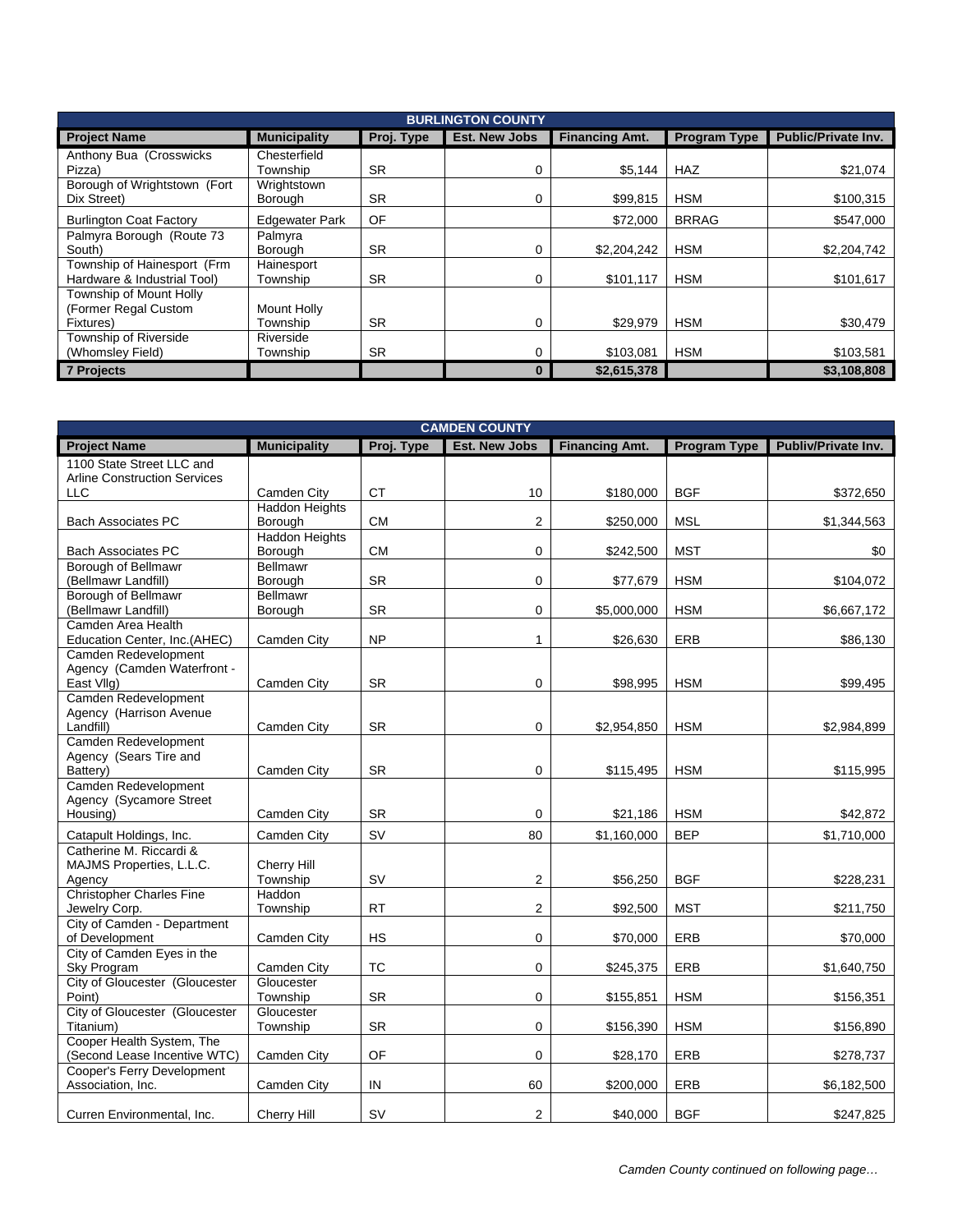| BURLINGTON COUNTY | | | | | | |
|---|---|---|---|---|---|---|
| **Project Name** | **Municipality** | **Proj. Type** | **Est. New Jobs** | **Financing Amt.** | **Program Type** | **Public/Private Inv.** |
| Anthony Bua (Crosswicks Pizza) | Chesterfield Township | SR | 0 | $5,144 | HAZ | $21,074 |
| Borough of Wrightstown (Fort Dix Street) | Wrightstown Borough | SR | 0 | $99,815 | HSM | $100,315 |
| Burlington Coat Factory | Edgewater Park | OF | | $72,000 | BRRAG | $547,000 |
| Palmyra Borough (Route 73 South) | Palmyra Borough | SR | 0 | $2,204,242 | HSM | $2,204,742 |
| Township of Hainesport (Frm Hardware & Industrial Tool) | Hainesport Township | SR | 0 | $101,117 | HSM | $101,617 |
| Township of Mount Holly (Former Regal Custom Fixtures) | Mount Holly Township | SR | 0 | $29,979 | HSM | $30,479 |
| Township of Riverside (Whomsley Field) | Riverside Township | SR | 0 | $103,081 | HSM | $103,581 |
| **7 Projects** | | | **0** | **$2,615,378** | | **$3,108,808** |

| CAMDEN COUNTY | | | | | | |
|---|---|---|---|---|---|---|
| **Project Name** | **Municipality** | **Proj. Type** | **Est. New Jobs** | **Financing Amt.** | **Program Type** | **Publiv/Private Inv.** |
| 1100 State Street LLC and Arline Construction Services LLC | Camden City | CT | 10 | $180,000 | BGF | $372,650 |
| Bach Associates PC | Haddon Heights Borough | CM | 2 | $250,000 | MSL | $1,344,563 |
| Bach Associates PC | Haddon Heights Borough | CM | 0 | $242,500 | MST | $0 |
| Borough of Bellmawr (Bellmawr Landfill) | Bellmawr Borough | SR | 0 | $77,679 | HSM | $104,072 |
| Borough of Bellmawr (Bellmawr Landfill) | Bellmawr Borough | SR | 0 | $5,000,000 | HSM | $6,667,172 |
| Camden Area Health Education Center, Inc.(AHEC) | Camden City | NP | 1 | $26,630 | ERB | $86,130 |
| Camden Redevelopment Agency (Camden Waterfront - East Vllg) | Camden City | SR | 0 | $98,995 | HSM | $99,495 |
| Camden Redevelopment Agency (Harrison Avenue Landfill) | Camden City | SR | 0 | $2,954,850 | HSM | $2,984,899 |
| Camden Redevelopment Agency (Sears Tire and Battery) | Camden City | SR | 0 | $115,495 | HSM | $115,995 |
| Camden Redevelopment Agency (Sycamore Street Housing) | Camden City | SR | 0 | $21,186 | HSM | $42,872 |
| Catapult Holdings, Inc. | Camden City | SV | 80 | $1,160,000 | BEP | $1,710,000 |
| Catherine M. Riccardi & MAJMS Properties, L.L.C. Agency | Cherry Hill Township | SV | 2 | $56,250 | BGF | $228,231 |
| Christopher Charles Fine Jewelry Corp. | Haddon Township | RT | 2 | $92,500 | MST | $211,750 |
| City of Camden - Department of Development | Camden City | HS | 0 | $70,000 | ERB | $70,000 |
| City of Camden Eyes in the Sky Program | Camden City | TC | 0 | $245,375 | ERB | $1,640,750 |
| City of Gloucester (Gloucester Point) | Gloucester Township | SR | 0 | $155,851 | HSM | $156,351 |
| City of Gloucester (Gloucester Titanium) | Gloucester Township | SR | 0 | $156,390 | HSM | $156,890 |
| Cooper Health System, The (Second Lease Incentive WTC) | Camden City | OF | 0 | $28,170 | ERB | $278,737 |
| Cooper's Ferry Development Association, Inc. | Camden City | IN | 60 | $200,000 | ERB | $6,182,500 |
| Curren Environmental, Inc. | Cherry Hill | SV | 2 | $40,000 | BGF | $247,825 |

*Camden County continued on following page…*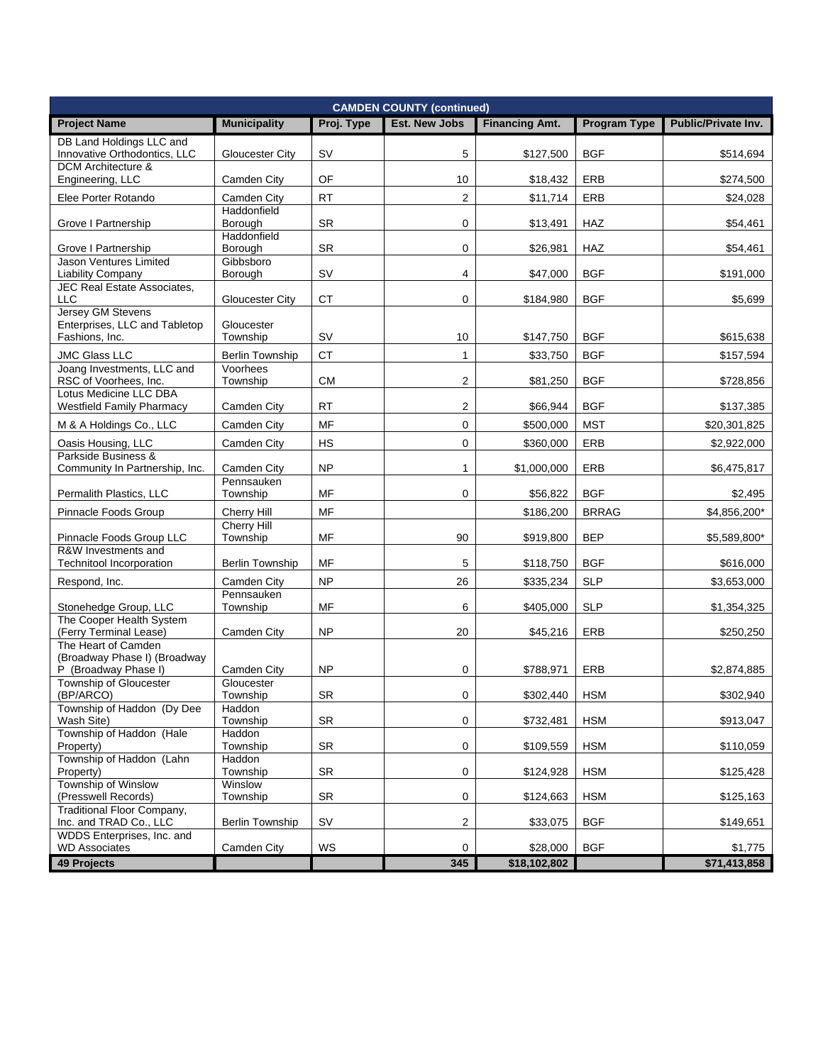| CAMDEN COUNTY (continued) | | | | | | |
|---|---|---|---|---|---|---|
| **Project Name** | **Municipality** | **Proj. Type** | **Est. New Jobs** | **Financing Amt.** | **Program Type** | **Public/Private Inv.** |
| DB Land Holdings LLC and Innovative Orthodontics, LLC | Gloucester City | SV | 5 | $127,500 | BGF | $514,694 |
| DCM Architecture & Engineering, LLC | Camden City | OF | 10 | $18,432 | ERB | $274,500 |
| Elee Porter Rotando | Camden City | RT | 2 | $11,714 | ERB | $24,028 |
| Grove I Partnership | Haddonfield Borough | SR | 0 | $13,491 | HAZ | $54,461 |
| Grove I Partnership | Haddonfield Borough | SR | 0 | $26,981 | HAZ | $54,461 |
| Jason Ventures Limited Liability Company | Gibbsboro Borough | SV | 4 | $47,000 | BGF | $191,000 |
| JEC Real Estate Associates, LLC | Gloucester City | CT | 0 | $184,980 | BGF | $5,699 |
| Jersey GM Stevens Enterprises, LLC and Tabletop Fashions, Inc. | Gloucester Township | SV | 10 | $147,750 | BGF | $615,638 |
| JMC Glass LLC | Berlin Township | CT | 1 | $33,750 | BGF | $157,594 |
| Joang Investments, LLC and RSC of Voorhees, Inc. | Voorhees Township | CM | 2 | $81,250 | BGF | $728,856 |
| Lotus Medicine LLC DBA Westfield Family Pharmacy | Camden City | RT | 2 | $66,944 | BGF | $137,385 |
| M & A Holdings Co., LLC | Camden City | MF | 0 | $500,000 | MST | $20,301,825 |
| Oasis Housing, LLC | Camden City | HS | 0 | $360,000 | ERB | $2,922,000 |
| Parkside Business & Community In Partnership, Inc. | Camden City | NP | 1 | $1,000,000 | ERB | $6,475,817 |
| Permalith Plastics, LLC | Pennsauken Township | MF | 0 | $56,822 | BGF | $2,495 |
| Pinnacle Foods Group | Cherry Hill | MF | | $186,200 | BRRAG | $4,856,200* |
| Pinnacle Foods Group LLC | Cherry Hill Township | MF | 90 | $919,800 | BEP | $5,589,800* |
| R&W Investments and Technitool Incorporation | Berlin Township | MF | 5 | $118,750 | BGF | $616,000 |
| Respond, Inc. | Camden City | NP | 26 | $335,234 | SLP | $3,653,000 |
| Stonehedge Group, LLC | Pennsauken Township | MF | 6 | $405,000 | SLP | $1,354,325 |
| The Cooper Health System (Ferry Terminal Lease) | Camden City | NP | 20 | $45,216 | ERB | $250,250 |
| The Heart of Camden (Broadway Phase I) (Broadway P (Broadway Phase I) | Camden City | NP | 0 | $788,971 | ERB | $2,874,885 |
| Township of Gloucester (BP/ARCO) | Gloucester Township | SR | 0 | $302,440 | HSM | $302,940 |
| Township of Haddon (Dy Dee Wash Site) | Haddon Township | SR | 0 | $732,481 | HSM | $913,047 |
| Township of Haddon (Hale Property) | Haddon Township | SR | 0 | $109,559 | HSM | $110,059 |
| Township of Haddon (Lahn Property) | Haddon Township | SR | 0 | $124,928 | HSM | $125,428 |
| Township of Winslow (Presswell Records) | Winslow Township | SR | 0 | $124,663 | HSM | $125,163 |
| Traditional Floor Company, Inc. and TRAD Co., LLC | Berlin Township | SV | 2 | $33,075 | BGF | $149,651 |
| WDDS Enterprises, Inc. and WD Associates | Camden City | WS | 0 | $28,000 | BGF | $1,775 |
| **49 Projects** | | | **345** | **$18,102,802** | | **$71,413,858** |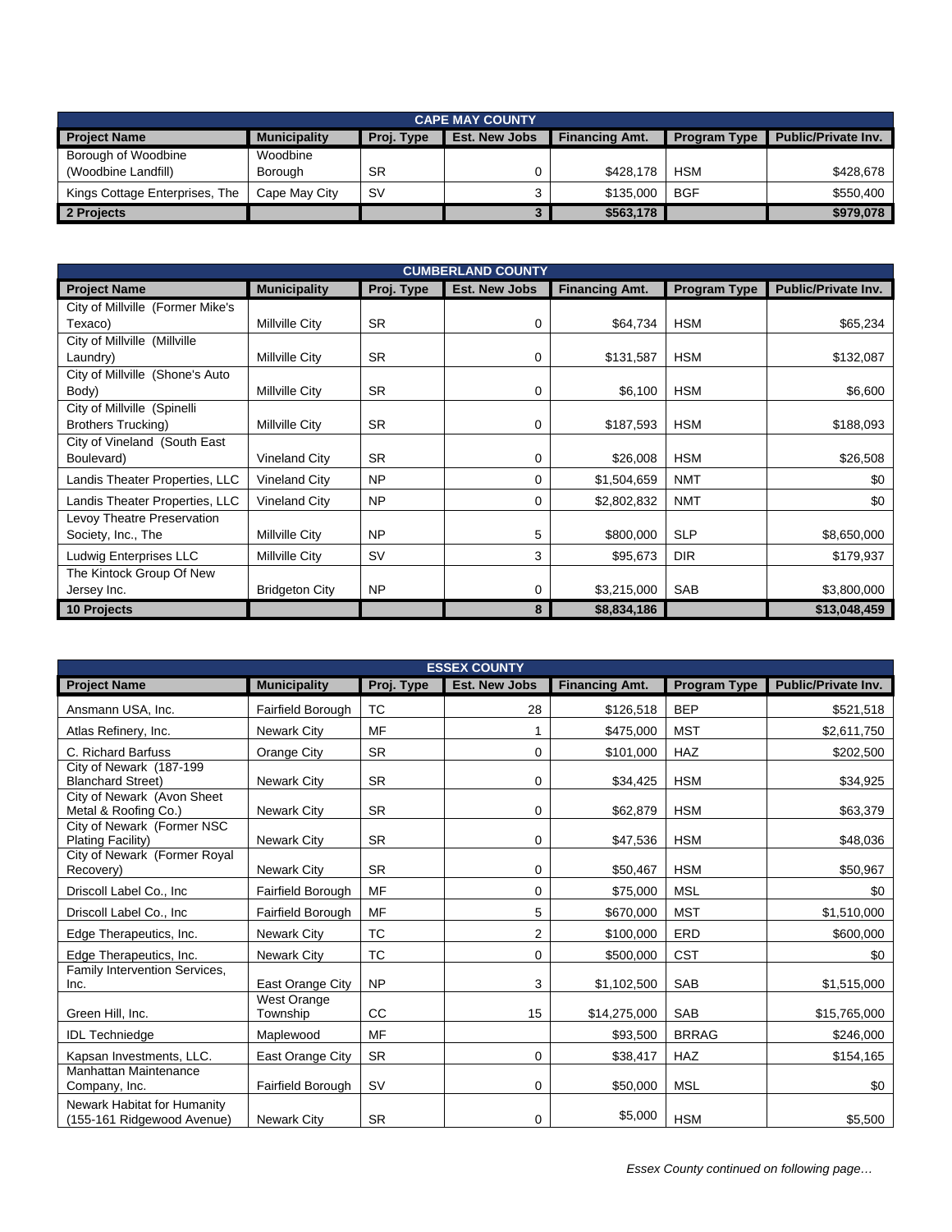## CAPE MAY COUNTY

| Project Name | Municipality | Proj. Type | Est. New Jobs | Financing Amt. | Program Type | Public/Private Inv. |
|---|---|---|---|---|---|---|
| Borough of Woodbine (Woodbine Landfill) | Woodbine Borough | SR | 0 | $428,178 | HSM | $428,678 |
| Kings Cottage Enterprises, The | Cape May City | SV | 3 | $135,000 | BGF | $550,400 |
| **2 Projects** | | | **3** | **$563,178** | | **$979,078** |

## CUMBERLAND COUNTY

| Project Name | Municipality | Proj. Type | Est. New Jobs | Financing Amt. | Program Type | Public/Private Inv. |
|---|---|---|---|---|---|---|
| City of Millville (Former Mike's Texaco) | Millville City | SR | 0 | $64,734 | HSM | $65,234 |
| City of Millville (Millville Laundry) | Millville City | SR | 0 | $131,587 | HSM | $132,087 |
| City of Millville (Shone's Auto Body) | Millville City | SR | 0 | $6,100 | HSM | $6,600 |
| City of Millville (Spinelli Brothers Trucking) | Millville City | SR | 0 | $187,593 | HSM | $188,093 |
| City of Vineland (South East Boulevard) | Vineland City | SR | 0 | $26,008 | HSM | $26,508 |
| Landis Theater Properties, LLC | Vineland City | NP | 0 | $1,504,659 | NMT | $0 |
| Landis Theater Properties, LLC | Vineland City | NP | 0 | $2,802,832 | NMT | $0 |
| Levoy Theatre Preservation Society, Inc., The | Millville City | NP | 5 | $800,000 | SLP | $8,650,000 |
| Ludwig Enterprises LLC | Millville City | SV | 3 | $95,673 | DIR | $179,937 |
| The Kintock Group Of New Jersey Inc. | Bridgeton City | NP | 0 | $3,215,000 | SAB | $3,800,000 |
| **10 Projects** | | | **8** | **$8,834,186** | | **$13,048,459** |

## ESSEX COUNTY

| Project Name | Municipality | Proj. Type | Est. New Jobs | Financing Amt. | Program Type | Public/Private Inv. |
|---|---|---|---|---|---|---|
| Ansmann USA, Inc. | Fairfield Borough | TC | 28 | $126,518 | BEP | $521,518 |
| Atlas Refinery, Inc. | Newark City | MF | 1 | $475,000 | MST | $2,611,750 |
| C. Richard Barfuss | Orange City | SR | 0 | $101,000 | HAZ | $202,500 |
| City of Newark (187-199 Blanchard Street) | Newark City | SR | 0 | $34,425 | HSM | $34,925 |
| City of Newark (Avon Sheet Metal & Roofing Co.) | Newark City | SR | 0 | $62,879 | HSM | $63,379 |
| City of Newark (Former NSC Plating Facility) | Newark City | SR | 0 | $47,536 | HSM | $48,036 |
| City of Newark (Former Royal Recovery) | Newark City | SR | 0 | $50,467 | HSM | $50,967 |
| Driscoll Label Co., Inc | Fairfield Borough | MF | 0 | $75,000 | MSL | $0 |
| Driscoll Label Co., Inc | Fairfield Borough | MF | 5 | $670,000 | MST | $1,510,000 |
| Edge Therapeutics, Inc. | Newark City | TC | 2 | $100,000 | ERD | $600,000 |
| Edge Therapeutics, Inc. | Newark City | TC | 0 | $500,000 | CST | $0 |
| Family Intervention Services, Inc. | East Orange City | NP | 3 | $1,102,500 | SAB | $1,515,000 |
| Green Hill, Inc. | West Orange Township | CC | 15 | $14,275,000 | SAB | $15,765,000 |
| IDL Techniedge | Maplewood | MF | | $93,500 | BRRAG | $246,000 |
| Kapsan Investments, LLC. | East Orange City | SR | 0 | $38,417 | HAZ | $154,165 |
| Manhattan Maintenance Company, Inc. | Fairfield Borough | SV | 0 | $50,000 | MSL | $0 |
| Newark Habitat for Humanity (155-161 Ridgewood Avenue) | Newark City | SR | 0 | $5,000 | HSM | $5,500 |

*Essex County continued on following page…*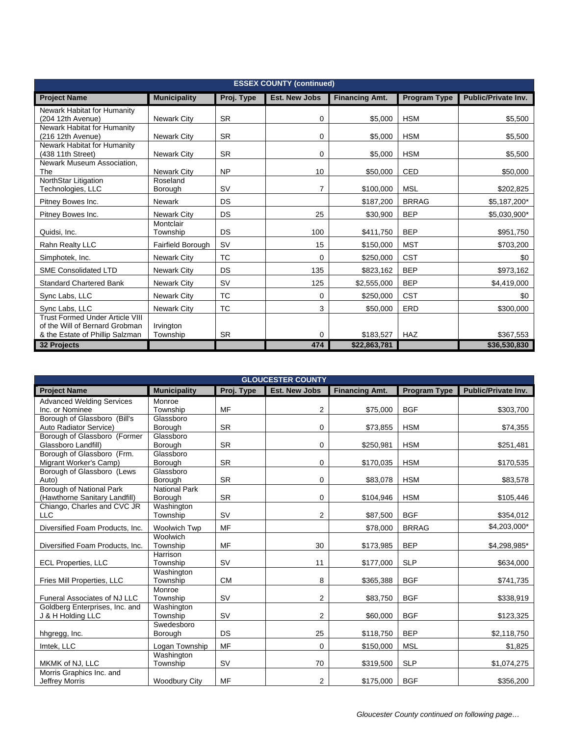| ESSEX COUNTY (continued) | | | | | | |
|---|---|---|---|---|---|---|
| **Project Name** | **Municipality** | **Proj. Type** | **Est. New Jobs** | **Financing Amt.** | **Program Type** | **Public/Private Inv.** |
| Newark Habitat for Humanity (204 12th Avenue) | Newark City | SR | 0 | $5,000 | HSM | $5,500 |
| Newark Habitat for Humanity (216 12th Avenue) | Newark City | SR | 0 | $5,000 | HSM | $5,500 |
| Newark Habitat for Humanity (438 11th Street) | Newark City | SR | 0 | $5,000 | HSM | $5,500 |
| Newark Museum Association, The | Newark City | NP | 10 | $50,000 | CED | $50,000 |
| NorthStar Litigation Technologies, LLC | Roseland Borough | SV | 7 | $100,000 | MSL | $202,825 |
| Pitney Bowes Inc. | Newark | DS | | $187,200 | BRRAG | $5,187,200* |
| Pitney Bowes Inc. | Newark City | DS | 25 | $30,900 | BEP | $5,030,900* |
| Quidsi, Inc. | Montclair Township | DS | 100 | $411,750 | BEP | $951,750 |
| Rahn Realty LLC | Fairfield Borough | SV | 15 | $150,000 | MST | $703,200 |
| Simphotek, Inc. | Newark City | TC | 0 | $250,000 | CST | $0 |
| SME Consolidated LTD | Newark City | DS | 135 | $823,162 | BEP | $973,162 |
| Standard Chartered Bank | Newark City | SV | 125 | $2,555,000 | BEP | $4,419,000 |
| Sync Labs, LLC | Newark City | TC | 0 | $250,000 | CST | $0 |
| Sync Labs, LLC | Newark City | TC | 3 | $50,000 | ERD | $300,000 |
| Trust Formed Under Article VIII of the Will of Bernard Grobman & the Estate of Phillip Salzman | Irvington Township | SR | 0 | $183,527 | HAZ | $367,553 |
| **32 Projects** | | | **474** | **$22,863,781** | | **$36,530,830** |

| GLOUCESTER COUNTY | | | | | | |
|---|---|---|---|---|---|---|
| **Project Name** | **Municipality** | **Proj. Type** | **Est. New Jobs** | **Financing Amt.** | **Program Type** | **Public/Private Inv.** |
| Advanced Welding Services Inc. or Nominee | Monroe Township | MF | 2 | $75,000 | BGF | $303,700 |
| Borough of Glassboro (Bill's Auto Radiator Service) | Glassboro Borough | SR | 0 | $73,855 | HSM | $74,355 |
| Borough of Glassboro (Former Glassboro Landfill) | Glassboro Borough | SR | 0 | $250,981 | HSM | $251,481 |
| Borough of Glassboro (Frm. Migrant Worker's Camp) | Glassboro Borough | SR | 0 | $170,035 | HSM | $170,535 |
| Borough of Glassboro (Lews Auto) | Glassboro Borough | SR | 0 | $83,078 | HSM | $83,578 |
| Borough of National Park (Hawthorne Sanitary Landfill) | National Park Borough | SR | 0 | $104,946 | HSM | $105,446 |
| Chiango, Charles and CVC JR LLC | Washington Township | SV | 2 | $87,500 | BGF | $354,012 |
| Diversified Foam Products, Inc. | Woolwich Twp | MF | | $78,000 | BRRAG | $4,203,000* |
| Diversified Foam Products, Inc. | Woolwich Township | MF | 30 | $173,985 | BEP | $4,298,985* |
| ECL Properties, LLC | Harrison Township | SV | 11 | $177,000 | SLP | $634,000 |
| Fries Mill Properties, LLC | Washington Township | CM | 8 | $365,388 | BGF | $741,735 |
| Funeral Associates of NJ LLC | Monroe Township | SV | 2 | $83,750 | BGF | $338,919 |
| Goldberg Enterprises, Inc. and J & H Holding LLC | Washington Township | SV | 2 | $60,000 | BGF | $123,325 |
| hhgregg, Inc. | Swedesboro Borough | DS | 25 | $118,750 | BEP | $2,118,750 |
| Imtek, LLC | Logan Township | MF | 0 | $150,000 | MSL | $1,825 |
| MKMK of NJ, LLC | Washington Township | SV | 70 | $319,500 | SLP | $1,074,275 |
| Morris Graphics Inc. and Jeffrey Morris | Woodbury City | MF | 2 | $175,000 | BGF | $356,200 |

*Gloucester County continued on following page…*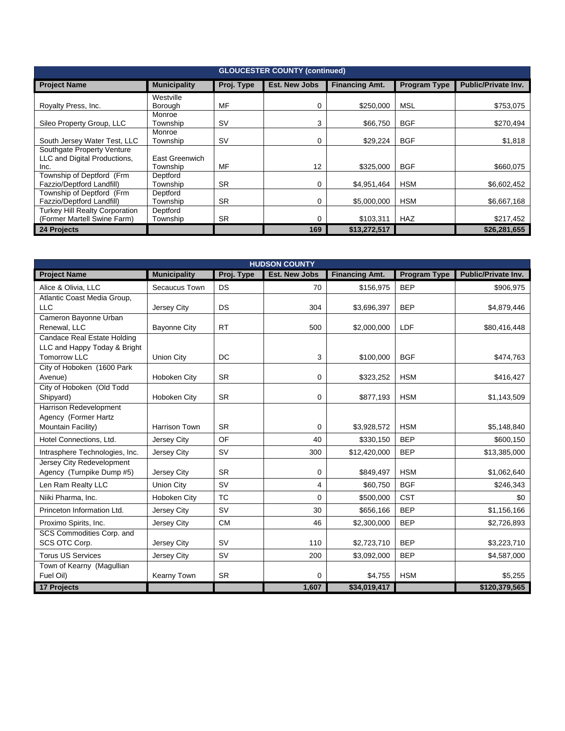| GLOUCESTER COUNTY (continued) | | | | | | |
|---|---|---|---|---|---|---|
| **Project Name** | **Municipality** | **Proj. Type** | **Est. New Jobs** | **Financing Amt.** | **Program Type** | **Public/Private Inv.** |
| Royalty Press, Inc. | Westville Borough | MF | 0 | $250,000 | MSL | $753,075 |
| Sileo Property Group, LLC | Monroe Township | SV | 3 | $66,750 | BGF | $270,494 |
| South Jersey Water Test, LLC | Monroe Township | SV | 0 | $29,224 | BGF | $1,818 |
| Southgate Property Venture LLC and Digital Productions, Inc. | East Greenwich Township | MF | 12 | $325,000 | BGF | $660,075 |
| Township of Deptford (Frm Fazzio/Deptford Landfill) | Deptford Township | SR | 0 | $4,951,464 | HSM | $6,602,452 |
| Township of Deptford (Frm Fazzio/Deptford Landfill) | Deptford Township | SR | 0 | $5,000,000 | HSM | $6,667,168 |
| Turkey Hill Realty Corporation (Former Martell Swine Farm) | Deptford Township | SR | 0 | $103,311 | HAZ | $217,452 |
| **24 Projects** | | | **169** | **$13,272,517** | | **$26,281,655** |

| HUDSON COUNTY | | | | | | |
|---|---|---|---|---|---|---|
| **Project Name** | **Municipality** | **Proj. Type** | **Est. New Jobs** | **Financing Amt.** | **Program Type** | **Public/Private Inv.** |
| Alice & Olivia, LLC | Secaucus Town | DS | 70 | $156,975 | BEP | $906,975 |
| Atlantic Coast Media Group, LLC | Jersey City | DS | 304 | $3,696,397 | BEP | $4,879,446 |
| Cameron Bayonne Urban Renewal, LLC | Bayonne City | RT | 500 | $2,000,000 | LDF | $80,416,448 |
| Candace Real Estate Holding LLC and Happy Today & Bright Tomorrow LLC | Union City | DC | 3 | $100,000 | BGF | $474,763 |
| City of Hoboken (1600 Park Avenue) | Hoboken City | SR | 0 | $323,252 | HSM | $416,427 |
| City of Hoboken (Old Todd Shipyard) | Hoboken City | SR | 0 | $877,193 | HSM | $1,143,509 |
| Harrison Redevelopment Agency (Former Hartz Mountain Facility) | Harrison Town | SR | 0 | $3,928,572 | HSM | $5,148,840 |
| Hotel Connections, Ltd. | Jersey City | OF | 40 | $330,150 | BEP | $600,150 |
| Intrasphere Technologies, Inc. | Jersey City | SV | 300 | $12,420,000 | BEP | $13,385,000 |
| Jersey City Redevelopment Agency (Turnpike Dump #5) | Jersey City | SR | 0 | $849,497 | HSM | $1,062,640 |
| Len Ram Realty LLC | Union City | SV | 4 | $60,750 | BGF | $246,343 |
| Niiki Pharma, Inc. | Hoboken City | TC | 0 | $500,000 | CST | $0 |
| Princeton Information Ltd. | Jersey City | SV | 30 | $656,166 | BEP | $1,156,166 |
| Proximo Spirits, Inc. | Jersey City | CM | 46 | $2,300,000 | BEP | $2,726,893 |
| SCS Commodities Corp. and SCS OTC Corp. | Jersey City | SV | 110 | $2,723,710 | BEP | $3,223,710 |
| Torus US Services | Jersey City | SV | 200 | $3,092,000 | BEP | $4,587,000 |
| Town of Kearny (Magullian Fuel Oil) | Kearny Town | SR | 0 | $4,755 | HSM | $5,255 |
| **17 Projects** | | | **1,607** | **$34,019,417** | | **$120,379,565** |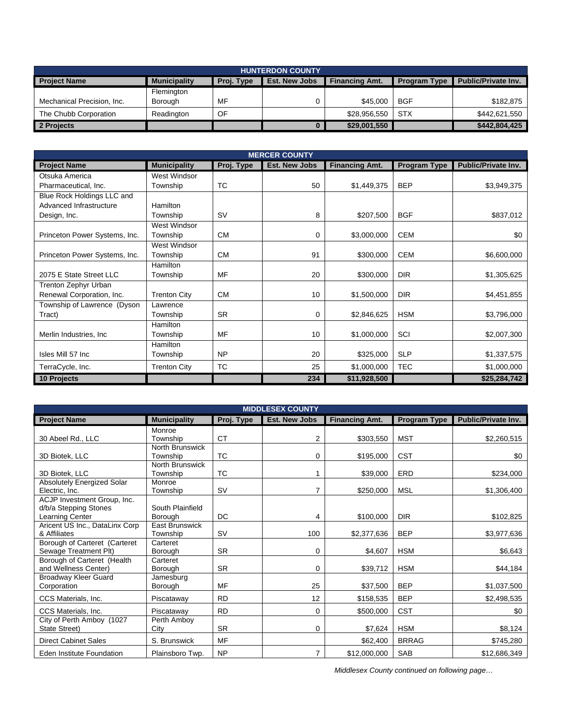| HUNTERDON COUNTY | | | | | | |
|---|---|---|---|---|---|---|
| **Project Name** | **Municipality** | **Proj. Type** | **Est. New Jobs** | **Financing Amt.** | **Program Type** | **Public/Private Inv.** |
| Mechanical Precision, Inc. | Flemington Borough | MF | 0 | $45,000 | BGF | $182,875 |
| The Chubb Corporation | Readington | OF | | $28,956,550 | STX | $442,621,550 |
| **2 Projects** | | | **0** | **$29,001,550** | | **$442,804,425** |

| MERCER COUNTY | | | | | | |
|---|---|---|---|---|---|---|
| **Project Name** | **Municipality** | **Proj. Type** | **Est. New Jobs** | **Financing Amt.** | **Program Type** | **Public/Private Inv.** |
| Otsuka America Pharmaceutical, Inc. | West Windsor Township | TC | 50 | $1,449,375 | BEP | $3,949,375 |
| Blue Rock Holdings LLC and Advanced Infrastructure Design, Inc. | Hamilton Township | SV | 8 | $207,500 | BGF | $837,012 |
| Princeton Power Systems, Inc. | West Windsor Township | CM | 0 | $3,000,000 | CEM | $0 |
| Princeton Power Systems, Inc. | West Windsor Township | CM | 91 | $300,000 | CEM | $6,600,000 |
| 2075 E State Street LLC | Hamilton Township | MF | 20 | $300,000 | DIR | $1,305,625 |
| Trenton Zephyr Urban Renewal Corporation, Inc. | Trenton City | CM | 10 | $1,500,000 | DIR | $4,451,855 |
| Township of Lawrence (Dyson Tract) | Lawrence Township | SR | 0 | $2,846,625 | HSM | $3,796,000 |
| Merlin Industries, Inc | Hamilton Township | MF | 10 | $1,000,000 | SCI | $2,007,300 |
| Isles Mill 57 Inc | Hamilton Township | NP | 20 | $325,000 | SLP | $1,337,575 |
| TerraCycle, Inc. | Trenton City | TC | 25 | $1,000,000 | TEC | $1,000,000 |
| **10 Projects** | | | **234** | **$11,928,500** | | **$25,284,742** |

| MIDDLESEX COUNTY | | | | | | |
|---|---|---|---|---|---|---|
| **Project Name** | **Municipality** | **Proj. Type** | **Est. New Jobs** | **Financing Amt.** | **Program Type** | **Public/Private Inv.** |
| 30 Abeel Rd., LLC | Monroe Township | CT | 2 | $303,550 | MST | $2,260,515 |
| 3D Biotek, LLC | North Brunswick Township | TC | 0 | $195,000 | CST | $0 |
| 3D Biotek, LLC | North Brunswick Township | TC | 1 | $39,000 | ERD | $234,000 |
| Absolutely Energized Solar Electric, Inc. | Monroe Township | SV | 7 | $250,000 | MSL | $1,306,400 |
| ACJP Investment Group, Inc. d/b/a Stepping Stones Learning Center | South Plainfield Borough | DC | 4 | $100,000 | DIR | $102,825 |
| Aricent US Inc., DataLinx Corp & Affiliates | East Brunswick Township | SV | 100 | $2,377,636 | BEP | $3,977,636 |
| Borough of Carteret (Carteret Sewage Treatment Plt) | Carteret Borough | SR | 0 | $4,607 | HSM | $6,643 |
| Borough of Carteret (Health and Wellness Center) | Carteret Borough | SR | 0 | $39,712 | HSM | $44,184 |
| Broadway Kleer Guard Corporation | Jamesburg Borough | MF | 25 | $37,500 | BEP | $1,037,500 |
| CCS Materials, Inc. | Piscataway | RD | 12 | $158,535 | BEP | $2,498,535 |
| CCS Materials, Inc. | Piscataway | RD | 0 | $500,000 | CST | $0 |
| City of Perth Amboy (1027 State Street) | Perth Amboy City | SR | 0 | $7,624 | HSM | $8,124 |
| Direct Cabinet Sales | S. Brunswick | MF | | $62,400 | BRRAG | $745,280 |
| Eden Institute Foundation | Plainsboro Twp. | NP | 7 | $12,000,000 | SAB | $12,686,349 |

*Middlesex County continued on following page…*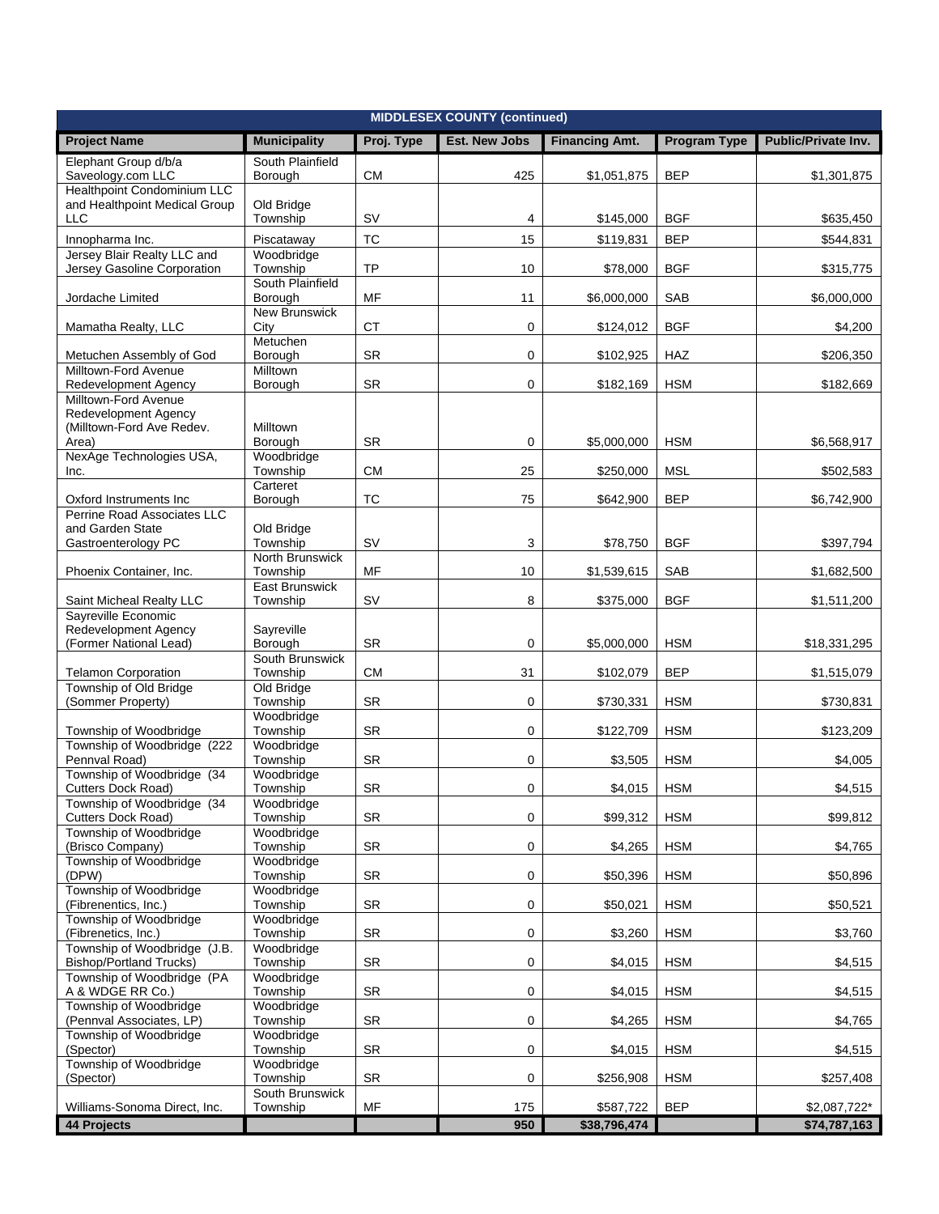| MIDDLESEX COUNTY (continued) | | | | | | |
|---|---|---|---|---|---|---|
| **Project Name** | **Municipality** | **Proj. Type** | **Est. New Jobs** | **Financing Amt.** | **Program Type** | **Public/Private Inv.** |
| Elephant Group d/b/a Saveology.com LLC | South Plainfield Borough | CM | 425 | $1,051,875 | BEP | $1,301,875 |
| Healthpoint Condominium LLC and Healthpoint Medical Group LLC | Old Bridge Township | SV | 4 | $145,000 | BGF | $635,450 |
| Innopharma Inc. | Piscataway | TC | 15 | $119,831 | BEP | $544,831 |
| Jersey Blair Realty LLC and Jersey Gasoline Corporation | Woodbridge Township | TP | 10 | $78,000 | BGF | $315,775 |
| Jordache Limited | South Plainfield Borough | MF | 11 | $6,000,000 | SAB | $6,000,000 |
| Mamatha Realty, LLC | New Brunswick City | CT | 0 | $124,012 | BGF | $4,200 |
| Metuchen Assembly of God | Metuchen Borough | SR | 0 | $102,925 | HAZ | $206,350 |
| Milltown-Ford Avenue Redevelopment Agency | Milltown Borough | SR | 0 | $182,169 | HSM | $182,669 |
| Milltown-Ford Avenue Redevelopment Agency (Milltown-Ford Ave Redev. Area) | Milltown Borough | SR | 0 | $5,000,000 | HSM | $6,568,917 |
| NexAge Technologies USA, Inc. | Woodbridge Township | CM | 25 | $250,000 | MSL | $502,583 |
| Oxford Instruments Inc | Carteret Borough | TC | 75 | $642,900 | BEP | $6,742,900 |
| Perrine Road Associates LLC and Garden State Gastroenterology PC | Old Bridge Township | SV | 3 | $78,750 | BGF | $397,794 |
| Phoenix Container, Inc. | North Brunswick Township | MF | 10 | $1,539,615 | SAB | $1,682,500 |
| Saint Micheal Realty LLC | East Brunswick Township | SV | 8 | $375,000 | BGF | $1,511,200 |
| Sayreville Economic Redevelopment Agency (Former National Lead) | Sayreville Borough | SR | 0 | $5,000,000 | HSM | $18,331,295 |
| Telamon Corporation | South Brunswick Township | CM | 31 | $102,079 | BEP | $1,515,079 |
| Township of Old Bridge (Sommer Property) | Old Bridge Township | SR | 0 | $730,331 | HSM | $730,831 |
| Township of Woodbridge | Woodbridge Township | SR | 0 | $122,709 | HSM | $123,209 |
| Township of Woodbridge (222 Pennval Road) | Woodbridge Township | SR | 0 | $3,505 | HSM | $4,005 |
| Township of Woodbridge (34 Cutters Dock Road) | Woodbridge Township | SR | 0 | $4,015 | HSM | $4,515 |
| Township of Woodbridge (34 Cutters Dock Road) | Woodbridge Township | SR | 0 | $99,312 | HSM | $99,812 |
| Township of Woodbridge (Brisco Company) | Woodbridge Township | SR | 0 | $4,265 | HSM | $4,765 |
| Township of Woodbridge (DPW) | Woodbridge Township | SR | 0 | $50,396 | HSM | $50,896 |
| Township of Woodbridge (Fibrenentics, Inc.) | Woodbridge Township | SR | 0 | $50,021 | HSM | $50,521 |
| Township of Woodbridge (Fibrenetics, Inc.) | Woodbridge Township | SR | 0 | $3,260 | HSM | $3,760 |
| Township of Woodbridge (J.B. Bishop/Portland Trucks) | Woodbridge Township | SR | 0 | $4,015 | HSM | $4,515 |
| Township of Woodbridge (PA A & WDGE RR Co.) | Woodbridge Township | SR | 0 | $4,015 | HSM | $4,515 |
| Township of Woodbridge (Pennval Associates, LP) | Woodbridge Township | SR | 0 | $4,265 | HSM | $4,765 |
| Township of Woodbridge (Spector) | Woodbridge Township | SR | 0 | $4,015 | HSM | $4,515 |
| Township of Woodbridge (Spector) | Woodbridge Township | SR | 0 | $256,908 | HSM | $257,408 |
| Williams-Sonoma Direct, Inc. | South Brunswick Township | MF | 175 | $587,722 | BEP | $2,087,722* |
| **44 Projects** | | | **950** | **$38,796,474** | | **$74,787,163** |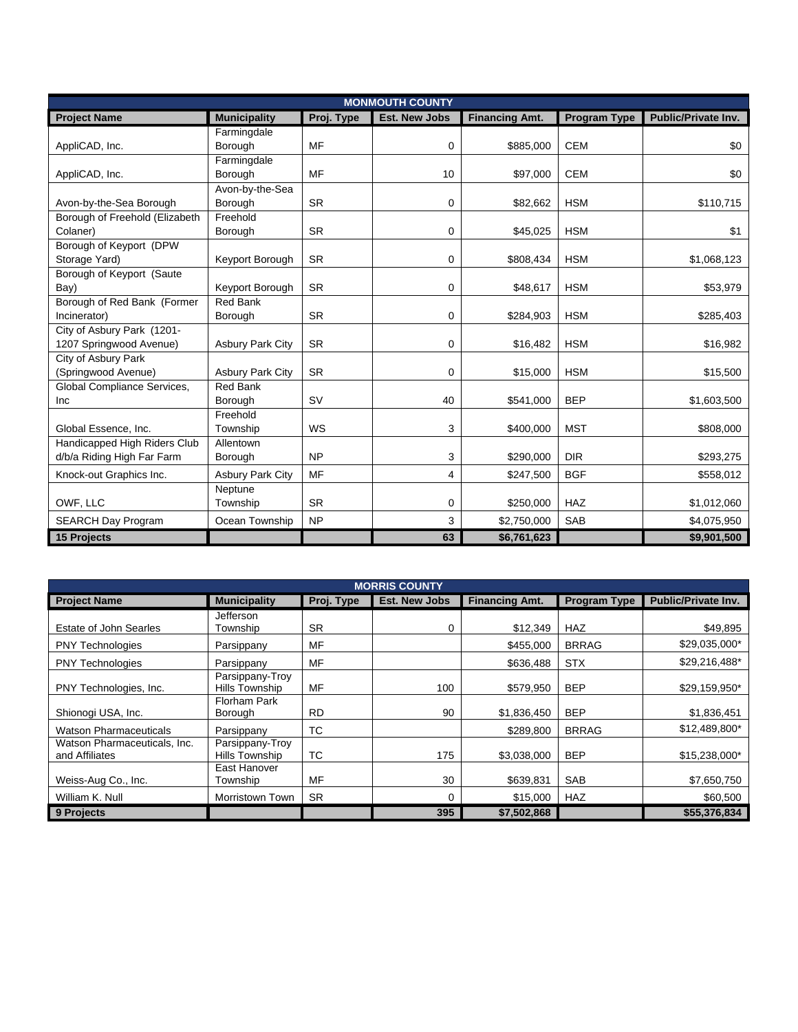| MONMOUTH COUNTY | | | | | | |
|---|---|---|---|---|---|---|
| **Project Name** | **Municipality** | **Proj. Type** | **Est. New Jobs** | **Financing Amt.** | **Program Type** | **Public/Private Inv.** |
| AppliCAD, Inc. | Farmingdale Borough | MF | 0 | $885,000 | CEM | $0 |
| AppliCAD, Inc. | Farmingdale Borough | MF | 10 | $97,000 | CEM | $0 |
| Avon-by-the-Sea Borough | Avon-by-the-Sea Borough | SR | 0 | $82,662 | HSM | $110,715 |
| Borough of Freehold (Elizabeth Colaner) | Freehold Borough | SR | 0 | $45,025 | HSM | $1 |
| Borough of Keyport (DPW Storage Yard) | Keyport Borough | SR | 0 | $808,434 | HSM | $1,068,123 |
| Borough of Keyport (Saute Bay) | Keyport Borough | SR | 0 | $48,617 | HSM | $53,979 |
| Borough of Red Bank (Former Incinerator) | Red Bank Borough | SR | 0 | $284,903 | HSM | $285,403 |
| City of Asbury Park (1201-1207 Springwood Avenue) | Asbury Park City | SR | 0 | $16,482 | HSM | $16,982 |
| City of Asbury Park (Springwood Avenue) | Asbury Park City | SR | 0 | $15,000 | HSM | $15,500 |
| Global Compliance Services, Inc | Red Bank Borough | SV | 40 | $541,000 | BEP | $1,603,500 |
| Global Essence, Inc. | Freehold Township | WS | 3 | $400,000 | MST | $808,000 |
| Handicapped High Riders Club d/b/a Riding High Far Farm | Allentown Borough | NP | 3 | $290,000 | DIR | $293,275 |
| Knock-out Graphics Inc. | Asbury Park City | MF | 4 | $247,500 | BGF | $558,012 |
| OWF, LLC | Neptune Township | SR | 0 | $250,000 | HAZ | $1,012,060 |
| SEARCH Day Program | Ocean Township | NP | 3 | $2,750,000 | SAB | $4,075,950 |
| **15 Projects** | | | **63** | **$6,761,623** | | **$9,901,500** |

| MORRIS COUNTY | | | | | | |
|---|---|---|---|---|---|---|
| **Project Name** | **Municipality** | **Proj. Type** | **Est. New Jobs** | **Financing Amt.** | **Program Type** | **Public/Private Inv.** |
| Estate of John Searles | Jefferson Township | SR | 0 | $12,349 | HAZ | $49,895 |
| PNY Technologies | Parsippany | MF | | $455,000 | BRRAG | $29,035,000* |
| PNY Technologies | Parsippany | MF | | $636,488 | STX | $29,216,488* |
| PNY Technologies, Inc. | Parsippany-Troy Hills Township | MF | 100 | $579,950 | BEP | $29,159,950* |
| Shionogi USA, Inc. | Florham Park Borough | RD | 90 | $1,836,450 | BEP | $1,836,451 |
| Watson Pharmaceuticals | Parsippany | TC | | $289,800 | BRRAG | $12,489,800* |
| Watson Pharmaceuticals, Inc. and Affiliates | Parsippany-Troy Hills Township | TC | 175 | $3,038,000 | BEP | $15,238,000* |
| Weiss-Aug Co., Inc. | East Hanover Township | MF | 30 | $639,831 | SAB | $7,650,750 |
| William K. Null | Morristown Town | SR | 0 | $15,000 | HAZ | $60,500 |
| **9 Projects** | | | **395** | **$7,502,868** | | **$55,376,834** |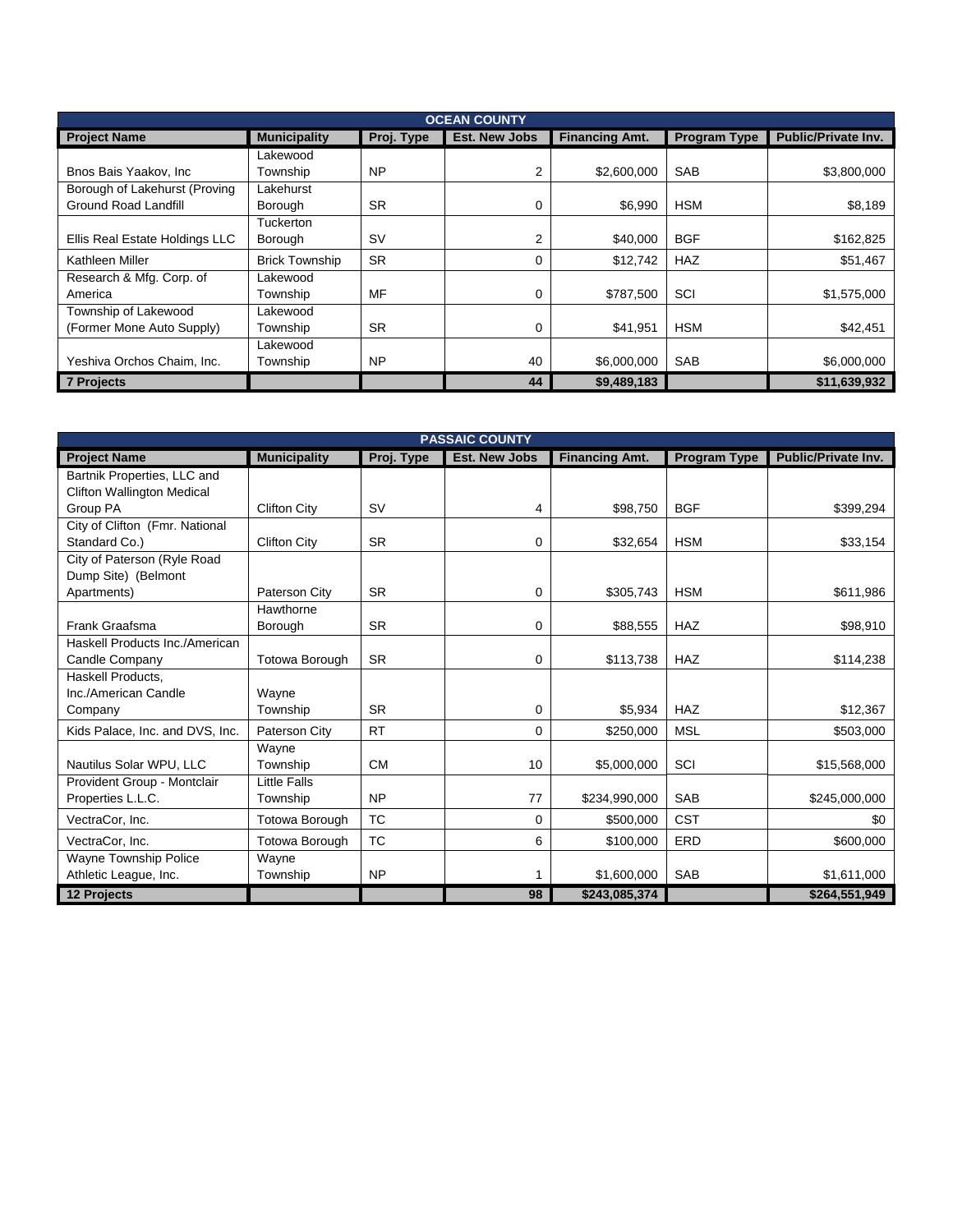| OCEAN COUNTY | | | | | | |
|---|---|---|---|---|---|---|
| **Project Name** | **Municipality** | **Proj. Type** | **Est. New Jobs** | **Financing Amt.** | **Program Type** | **Public/Private Inv.** |
| Bnos Bais Yaakov, Inc | Lakewood Township | NP | 2 | $2,600,000 | SAB | $3,800,000 |
| Borough of Lakehurst (Proving Ground Road Landfill | Lakehurst Borough | SR | 0 | $6,990 | HSM | $8,189 |
| Ellis Real Estate Holdings LLC | Tuckerton Borough | SV | 2 | $40,000 | BGF | $162,825 |
| Kathleen Miller | Brick Township | SR | 0 | $12,742 | HAZ | $51,467 |
| Research & Mfg. Corp. of America | Lakewood Township | MF | 0 | $787,500 | SCI | $1,575,000 |
| Township of Lakewood (Former Mone Auto Supply) | Lakewood Township | SR | 0 | $41,951 | HSM | $42,451 |
| Yeshiva Orchos Chaim, Inc. | Lakewood Township | NP | 40 | $6,000,000 | SAB | $6,000,000 |
| **7 Projects** | | | **44** | **$9,489,183** | | **$11,639,932** |

| PASSAIC COUNTY | | | | | | |
|---|---|---|---|---|---|---|
| **Project Name** | **Municipality** | **Proj. Type** | **Est. New Jobs** | **Financing Amt.** | **Program Type** | **Public/Private Inv.** |
| Bartnik Properties, LLC and Clifton Wallington Medical Group PA | Clifton City | SV | 4 | $98,750 | BGF | $399,294 |
| City of Clifton (Fmr. National Standard Co.) | Clifton City | SR | 0 | $32,654 | HSM | $33,154 |
| City of Paterson (Ryle Road Dump Site) (Belmont Apartments) | Paterson City | SR | 0 | $305,743 | HSM | $611,986 |
| Frank Graafsma | Hawthorne Borough | SR | 0 | $88,555 | HAZ | $98,910 |
| Haskell Products Inc./American Candle Company | Totowa Borough | SR | 0 | $113,738 | HAZ | $114,238 |
| Haskell Products, Inc./American Candle Company | Wayne Township | SR | 0 | $5,934 | HAZ | $12,367 |
| Kids Palace, Inc. and DVS, Inc. | Paterson City | RT | 0 | $250,000 | MSL | $503,000 |
| Nautilus Solar WPU, LLC | Wayne Township | CM | 10 | $5,000,000 | SCI | $15,568,000 |
| Provident Group - Montclair Properties L.L.C. | Little Falls Township | NP | 77 | $234,990,000 | SAB | $245,000,000 |
| VectraCor, Inc. | Totowa Borough | TC | 0 | $500,000 | CST | $0 |
| VectraCor, Inc. | Totowa Borough | TC | 6 | $100,000 | ERD | $600,000 |
| Wayne Township Police Athletic League, Inc. | Wayne Township | NP | 1 | $1,600,000 | SAB | $1,611,000 |
| **12 Projects** | | | **98** | **$243,085,374** | | **$264,551,949** |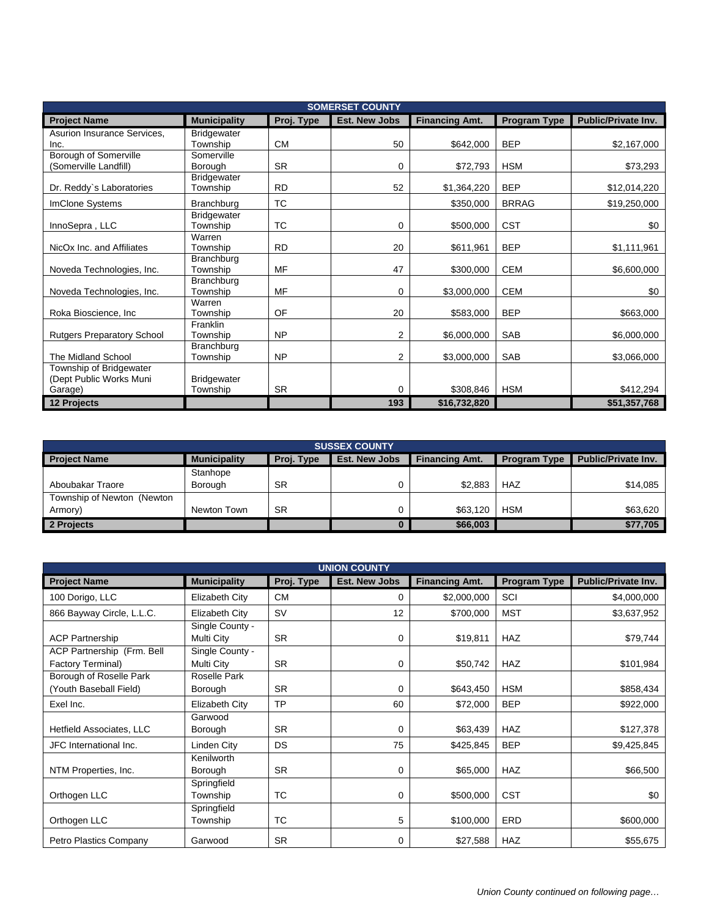| SOMERSET COUNTY | | | | | | |
|---|---|---|---|---|---|---|
| **Project Name** | **Municipality** | **Proj. Type** | **Est. New Jobs** | **Financing Amt.** | **Program Type** | **Public/Private Inv.** |
| Asurion Insurance Services, Inc. | Bridgewater Township | CM | 50 | $642,000 | BEP | $2,167,000 |
| Borough of Somerville (Somerville Landfill) | Somerville Borough | SR | 0 | $72,793 | HSM | $73,293 |
| Dr. Reddy`s Laboratories | Bridgewater Township | RD | 52 | $1,364,220 | BEP | $12,014,220 |
| ImClone Systems | Branchburg | TC | | $350,000 | BRRAG | $19,250,000 |
| InnoSepra , LLC | Bridgewater Township | TC | 0 | $500,000 | CST | $0 |
| NicOx Inc. and Affiliates | Warren Township | RD | 20 | $611,961 | BEP | $1,111,961 |
| Noveda Technologies, Inc. | Branchburg Township | MF | 47 | $300,000 | CEM | $6,600,000 |
| Noveda Technologies, Inc. | Branchburg Township | MF | 0 | $3,000,000 | CEM | $0 |
| Roka Bioscience, Inc | Warren Township | OF | 20 | $583,000 | BEP | $663,000 |
| Rutgers Preparatory School | Franklin Township | NP | 2 | $6,000,000 | SAB | $6,000,000 |
| The Midland School | Branchburg Township | NP | 2 | $3,000,000 | SAB | $3,066,000 |
| Township of Bridgewater (Dept Public Works Muni Garage) | Bridgewater Township | SR | 0 | $308,846 | HSM | $412,294 |
| **12 Projects** | | | **193** | **$16,732,820** | | **$51,357,768** |

| SUSSEX COUNTY | | | | | | |
|---|---|---|---|---|---|---|
| **Project Name** | **Municipality** | **Proj. Type** | **Est. New Jobs** | **Financing Amt.** | **Program Type** | **Public/Private Inv.** |
| Aboubakar Traore | Stanhope Borough | SR | 0 | $2,883 | HAZ | $14,085 |
| Township of Newton (Newton Armory) | Newton Town | SR | 0 | $63,120 | HSM | $63,620 |
| **2 Projects** | | | **0** | **$66,003** | | **$77,705** |

| UNION COUNTY | | | | | | |
|---|---|---|---|---|---|---|
| **Project Name** | **Municipality** | **Proj. Type** | **Est. New Jobs** | **Financing Amt.** | **Program Type** | **Public/Private Inv.** |
| 100 Dorigo, LLC | Elizabeth City | CM | 0 | $2,000,000 | SCI | $4,000,000 |
| 866 Bayway Circle, L.L.C. | Elizabeth City | SV | 12 | $700,000 | MST | $3,637,952 |
| ACP Partnership | Single County - Multi City | SR | 0 | $19,811 | HAZ | $79,744 |
| ACP Partnership (Frm. Bell Factory Terminal) | Single County - Multi City | SR | 0 | $50,742 | HAZ | $101,984 |
| Borough of Roselle Park (Youth Baseball Field) | Roselle Park Borough | SR | 0 | $643,450 | HSM | $858,434 |
| Exel Inc. | Elizabeth City | TP | 60 | $72,000 | BEP | $922,000 |
| Hetfield Associates, LLC | Garwood Borough | SR | 0 | $63,439 | HAZ | $127,378 |
| JFC International Inc. | Linden City | DS | 75 | $425,845 | BEP | $9,425,845 |
| NTM Properties, Inc. | Kenilworth Borough | SR | 0 | $65,000 | HAZ | $66,500 |
| Orthogen LLC | Springfield Township | TC | 0 | $500,000 | CST | $0 |
| Orthogen LLC | Springfield Township | TC | 5 | $100,000 | ERD | $600,000 |
| Petro Plastics Company | Garwood | SR | 0 | $27,588 | HAZ | $55,675 |

*Union County continued on following page…*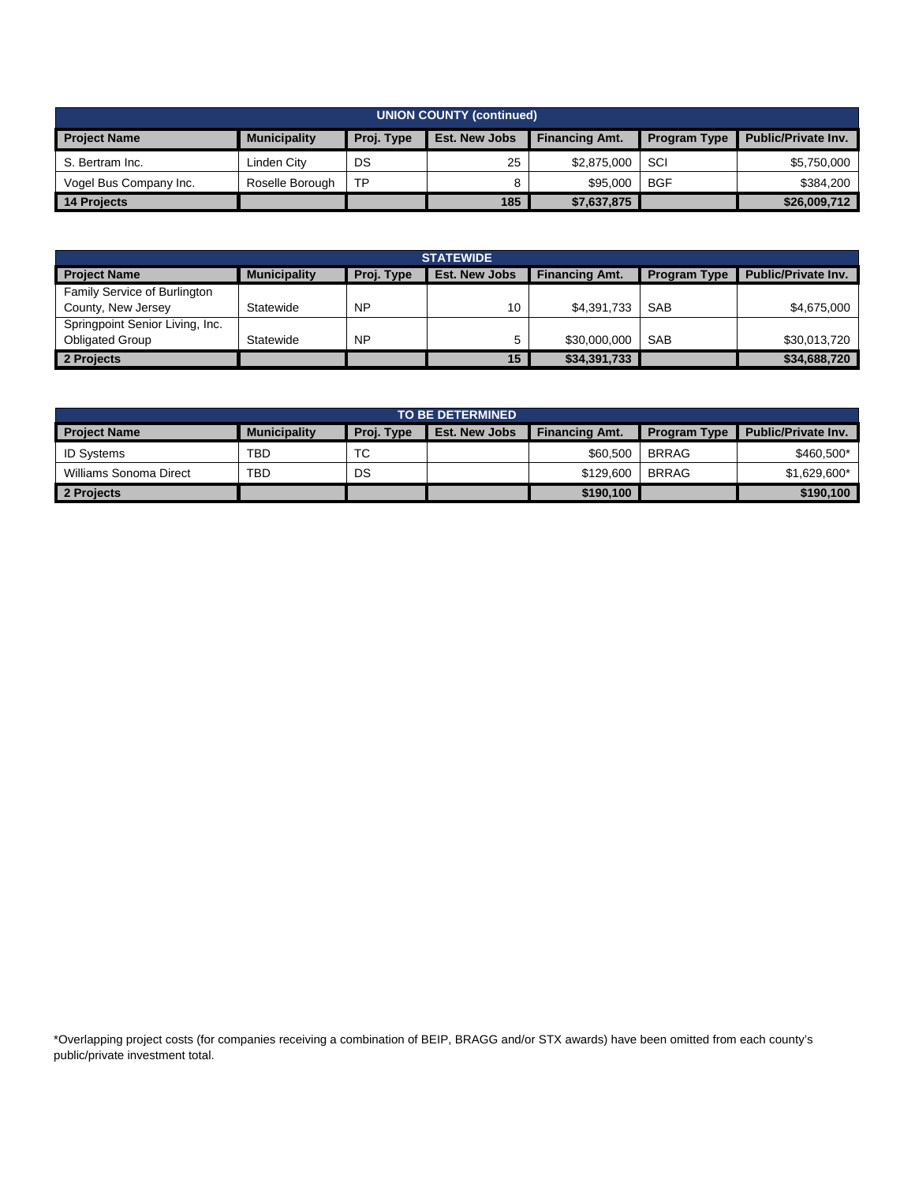| UNION COUNTY (continued) | | | | | | |
|---|---|---|---|---|---|---|
| **Project Name** | **Municipality** | **Proj. Type** | **Est. New Jobs** | **Financing Amt.** | **Program Type** | **Public/Private Inv.** |
| S. Bertram Inc. | Linden City | DS | 25 | $2,875,000 | SCI | $5,750,000 |
| Vogel Bus Company Inc. | Roselle Borough | TP | 8 | $95,000 | BGF | $384,200 |
| **14 Projects** | | | **185** | **$7,637,875** | | **$26,009,712** |

| STATEWIDE | | | | | | |
|---|---|---|---|---|---|---|
| **Project Name** | **Municipality** | **Proj. Type** | **Est. New Jobs** | **Financing Amt.** | **Program Type** | **Public/Private Inv.** |
| Family Service of Burlington County, New Jersey | Statewide | NP | 10 | $4,391,733 | SAB | $4,675,000 |
| Springpoint Senior Living, Inc. Obligated Group | Statewide | NP | 5 | $30,000,000 | SAB | $30,013,720 |
| **2 Projects** | | | **15** | **$34,391,733** | | **$34,688,720** |

| TO BE DETERMINED | | | | | | |
|---|---|---|---|---|---|---|
| **Project Name** | **Municipality** | **Proj. Type** | **Est. New Jobs** | **Financing Amt.** | **Program Type** | **Public/Private Inv.** |
| ID Systems | TBD | TC | | $60,500 | BRRAG | $460,500* |
| Williams Sonoma Direct | TBD | DS | | $129,600 | BRRAG | $1,629,600* |
| **2 Projects** | | | | **$190,100** | | **$190,100** |

*Overlapping project costs (for companies receiving a combination of BEIP, BRAGG and/or STX awards) have been omitted from each county's public/private investment total.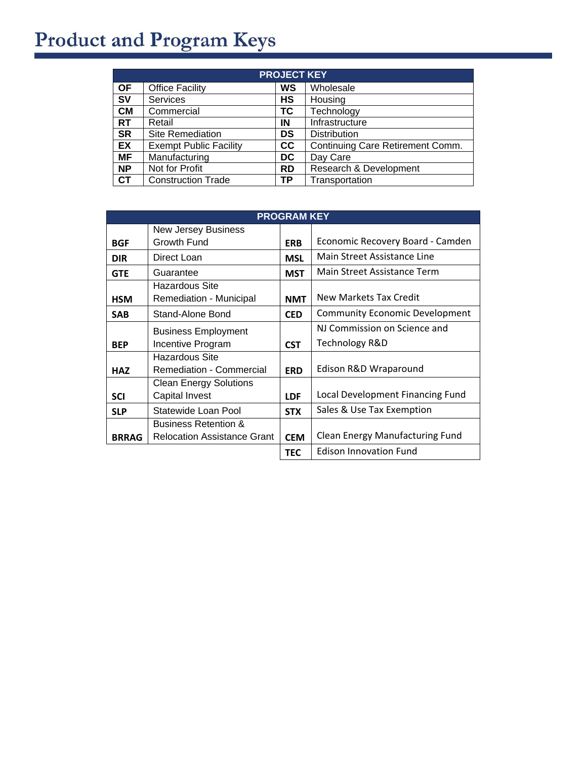# Product and Program Keys

| PROJECT KEY | | | |
|---|---|---|---|
| **OF** | Office Facility | **WS** | Wholesale |
| **SV** | Services | **HS** | Housing |
| **CM** | Commercial | **TC** | Technology |
| **RT** | Retail | **IN** | Infrastructure |
| **SR** | Site Remediation | **DS** | Distribution |
| **EX** | Exempt Public Facility | **CC** | Continuing Care Retirement Comm. |
| **MF** | Manufacturing | **DC** | Day Care |
| **NP** | Not for Profit | **RD** | Research & Development |
| **CT** | Construction Trade | **TP** | Transportation |

| PROGRAM KEY | | | |
|---|---|---|---|
| **BGF** | New Jersey Business Growth Fund | **ERB** | Economic Recovery Board - Camden |
| **DIR** | Direct Loan | **MSL** | Main Street Assistance Line |
| **GTE** | Guarantee | **MST** | Main Street Assistance Term |
| **HSM** | Hazardous Site Remediation - Municipal | **NMT** | New Markets Tax Credit |
| **SAB** | Stand-Alone Bond | **CED** | Community Economic Development |
| **BEP** | Business Employment Incentive Program | **CST** | NJ Commission on Science and Technology R&D |
| **HAZ** | Hazardous Site Remediation - Commercial | **ERD** | Edison R&D Wraparound |
| **SCI** | Clean Energy Solutions Capital Invest | **LDF** | Local Development Financing Fund |
| **SLP** | Statewide Loan Pool | **STX** | Sales & Use Tax Exemption |
| **BRRAG** | Business Retention & Relocation Assistance Grant | **CEM** | Clean Energy Manufacturing Fund |
| | | **TEC** | Edison Innovation Fund |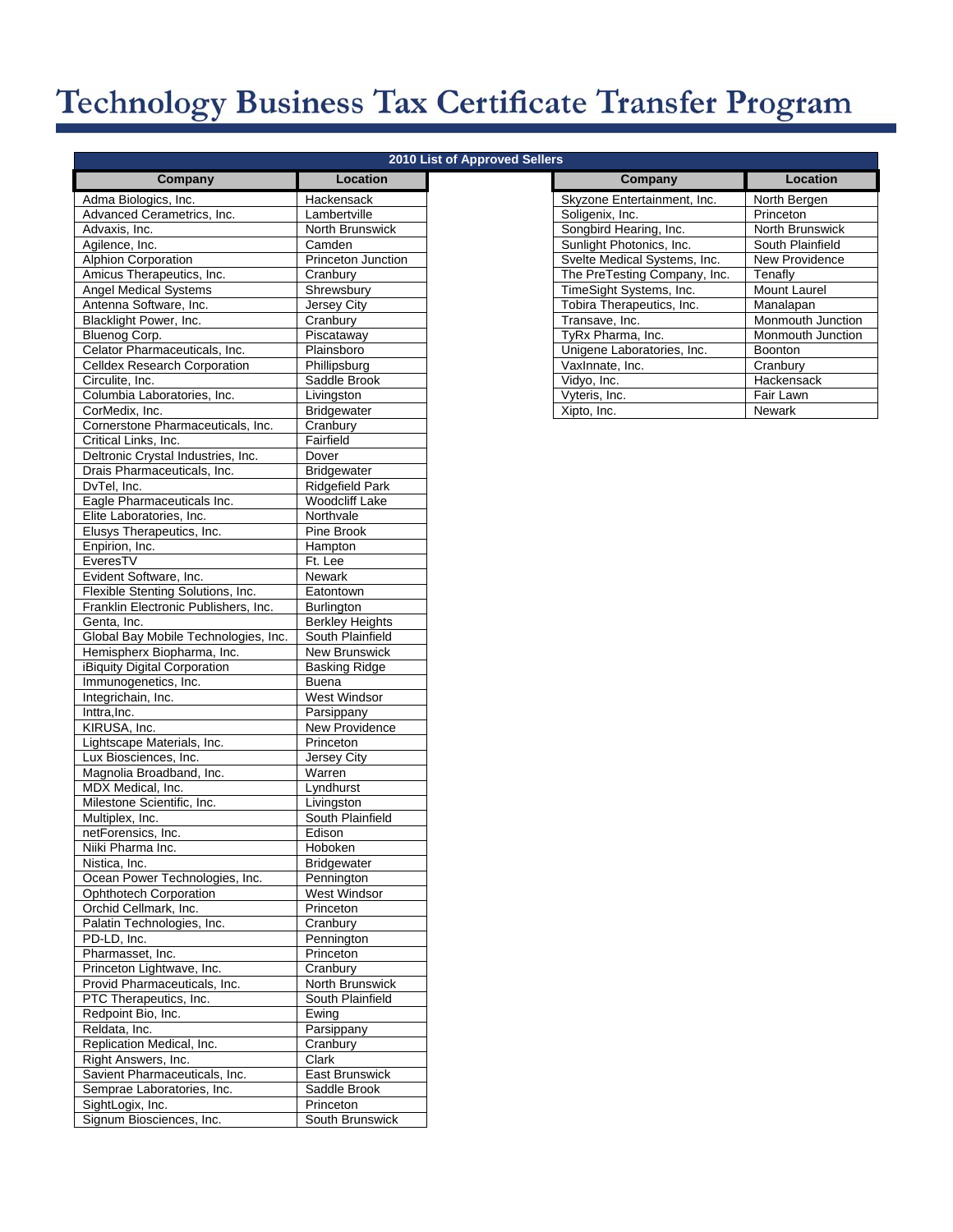# Technology Business Tax Certificate Transfer Program

**2010 List of Approved Sellers**

| Company | Location |
|---|---|
| Adma Biologics, Inc. | Hackensack |
| Advanced Cerametrics, Inc. | Lambertville |
| Advaxis, Inc. | North Brunswick |
| Agilence, Inc. | Camden |
| Alphion Corporation | Princeton Junction |
| Amicus Therapeutics, Inc. | Cranbury |
| Angel Medical Systems | Shrewsbury |
| Antenna Software, Inc. | Jersey City |
| Blacklight Power, Inc. | Cranbury |
| Bluenog Corp. | Piscataway |
| Celator Pharmaceuticals, Inc. | Plainsboro |
| Celldex Research Corporation | Phillipsburg |
| Circulite, Inc. | Saddle Brook |
| Columbia Laboratories, Inc. | Livingston |
| CorMedix, Inc. | Bridgewater |
| Cornerstone Pharmaceuticals, Inc. | Cranbury |
| Critical Links, Inc. | Fairfield |
| Deltronic Crystal Industries, Inc. | Dover |
| Drais Pharmaceuticals, Inc. | Bridgewater |
| DvTel, Inc. | Ridgefield Park |
| Eagle Pharmaceuticals Inc. | Woodcliff Lake |
| Elite Laboratories, Inc. | Northvale |
| Elusys Therapeutics, Inc. | Pine Brook |
| Enpirion, Inc. | Hampton |
| EveresTV | Ft. Lee |
| Evident Software, Inc. | Newark |
| Flexible Stenting Solutions, Inc. | Eatontown |
| Franklin Electronic Publishers, Inc. | Burlington |
| Genta, Inc. | Berkley Heights |
| Global Bay Mobile Technologies, Inc. | South Plainfield |
| Hemispherx Biopharma, Inc. | New Brunswick |
| iBiquity Digital Corporation | Basking Ridge |
| Immunogenetics, Inc. | Buena |
| Integrichain, Inc. | West Windsor |
| Inttra,Inc. | Parsippany |
| KIRUSA, Inc. | New Providence |
| Lightscape Materials, Inc. | Princeton |
| Lux Biosciences, Inc. | Jersey City |
| Magnolia Broadband, Inc. | Warren |
| MDX Medical, Inc. | Lyndhurst |
| Milestone Scientific, Inc. | Livingston |
| Multiplex, Inc. | South Plainfield |
| netForensics, Inc. | Edison |
| Niiki Pharma Inc. | Hoboken |
| Nistica, Inc. | Bridgewater |
| Ocean Power Technologies, Inc. | Pennington |
| Ophthotech Corporation | West Windsor |
| Orchid Cellmark, Inc. | Princeton |
| Palatin Technologies, Inc. | Cranbury |
| PD-LD, Inc. | Pennington |
| Pharmasset, Inc. | Princeton |
| Princeton Lightwave, Inc. | Cranbury |
| Provid Pharmaceuticals, Inc. | North Brunswick |
| PTC Therapeutics, Inc. | South Plainfield |
| Redpoint Bio, Inc. | Ewing |
| Reldata, Inc. | Parsippany |
| Replication Medical, Inc. | Cranbury |
| Right Answers, Inc. | Clark |
| Savient Pharmaceuticals, Inc. | East Brunswick |
| Semprae Laboratories, Inc. | Saddle Brook |
| SightLogix, Inc. | Princeton |
| Signum Biosciences, Inc. | South Brunswick |
| Skyzone Entertainment, Inc. | North Bergen |
| Soligenix, Inc. | Princeton |
| Songbird Hearing, Inc. | North Brunswick |
| Sunlight Photonics, Inc. | South Plainfield |
| Svelte Medical Systems, Inc. | New Providence |
| The PreTesting Company, Inc. | Tenafly |
| TimeSight Systems, Inc. | Mount Laurel |
| Tobira Therapeutics, Inc. | Manalapan |
| Transave, Inc. | Monmouth Junction |
| TyRx Pharma, Inc. | Monmouth Junction |
| Unigene Laboratories, Inc. | Boonton |
| VaxInnate, Inc. | Cranbury |
| Vidyo, Inc. | Hackensack |
| Vyteris, Inc. | Fair Lawn |
| Xipto, Inc. | Newark |